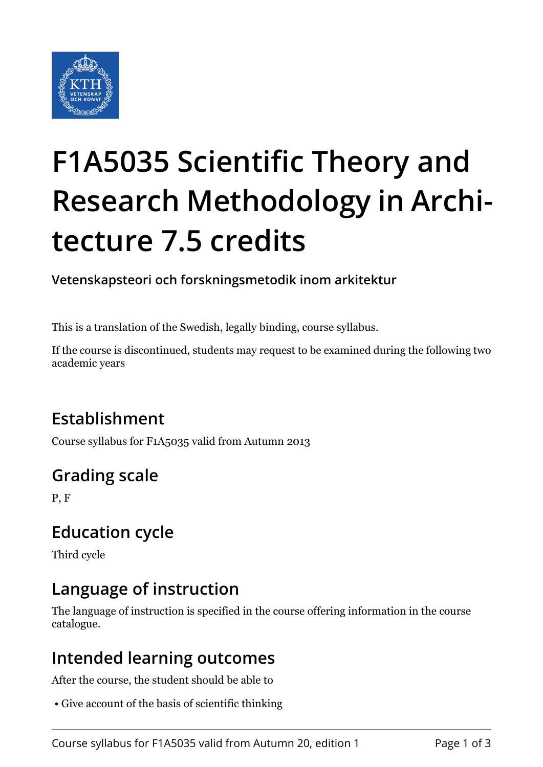# F1A5035 Scientific Theory and Research Methodology in Architecture 7.5 credits

**Vetenskapsteori och forskningsmetodik inom arkitektur**

This is a translation of the Swedish, legally binding, course syllabus.

If the course is discontinued, students may request to be examined during the following two academic years

## Establishment

Course syllabus for F1A5035 valid from Autumn 2013

## Grading scale

P, F

## Education cycle

Third cycle

## Language of instruction

The language of instruction is specified in the course offering information in the course catalogue.

## Intended learning outcomes

After the course, the student should be able to

- Give account of the basis of scientific thinking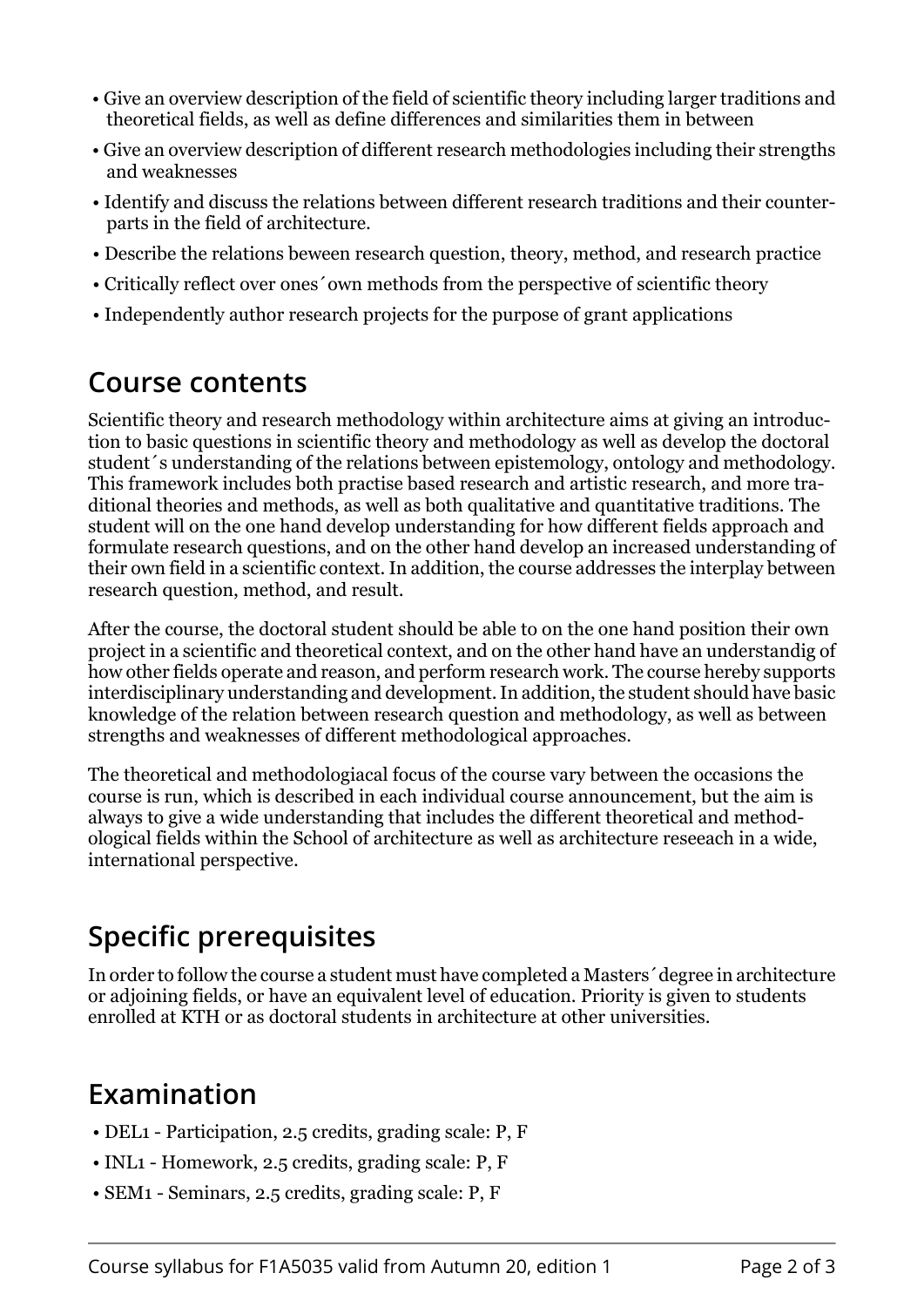- Give an overview description of the field of scientific theory including larger traditions and theoretical fields, as well as define differences and similarities them in between
- Give an overview description of different research methodologies including their strengths and weaknesses
- Identify and discuss the relations between different research traditions and their counterparts in the field of architecture.
- Describe the relations beween research question, theory, method, and research practice
- Critically reflect over ones´own methods from the perspective of scientific theory
- Independently author research projects for the purpose of grant applications

## Course contents

Scientific theory and research methodology within architecture aims at giving an introduction to basic questions in scientific theory and methodology as well as develop the doctoral student´s understanding of the relations between epistemology, ontology and methodology. This framework includes both practise based research and artistic research, and more traditional theories and methods, as well as both qualitative and quantitative traditions. The student will on the one hand develop understanding for how different fields approach and formulate research questions, and on the other hand develop an increased understanding of their own field in a scientific context. In addition, the course addresses the interplay between research question, method, and result.

After the course, the doctoral student should be able to on the one hand position their own project in a scientific and theoretical context, and on the other hand have an understandig of how other fields operate and reason, and perform research work. The course hereby supports interdisciplinary understanding and development. In addition, the student should have basic knowledge of the relation between research question and methodology, as well as between strengths and weaknesses of different methodological approaches.

The theoretical and methodologiacal focus of the course vary between the occasions the course is run, which is described in each individual course announcement, but the aim is always to give a wide understanding that includes the different theoretical and methodological fields within the School of architecture as well as architecture reseeach in a wide, international perspective.

## Specific prerequisites

In order to follow the course a student must have completed a Masters´degree in architecture or adjoining fields, or have an equivalent level of education. Priority is given to students enrolled at KTH or as doctoral students in architecture at other universities.

## Examination

- DEL1 - Participation, 2.5 credits, grading scale: P, F
- INL1 - Homework, 2.5 credits, grading scale: P, F
- SEM1 - Seminars, 2.5 credits, grading scale: P, F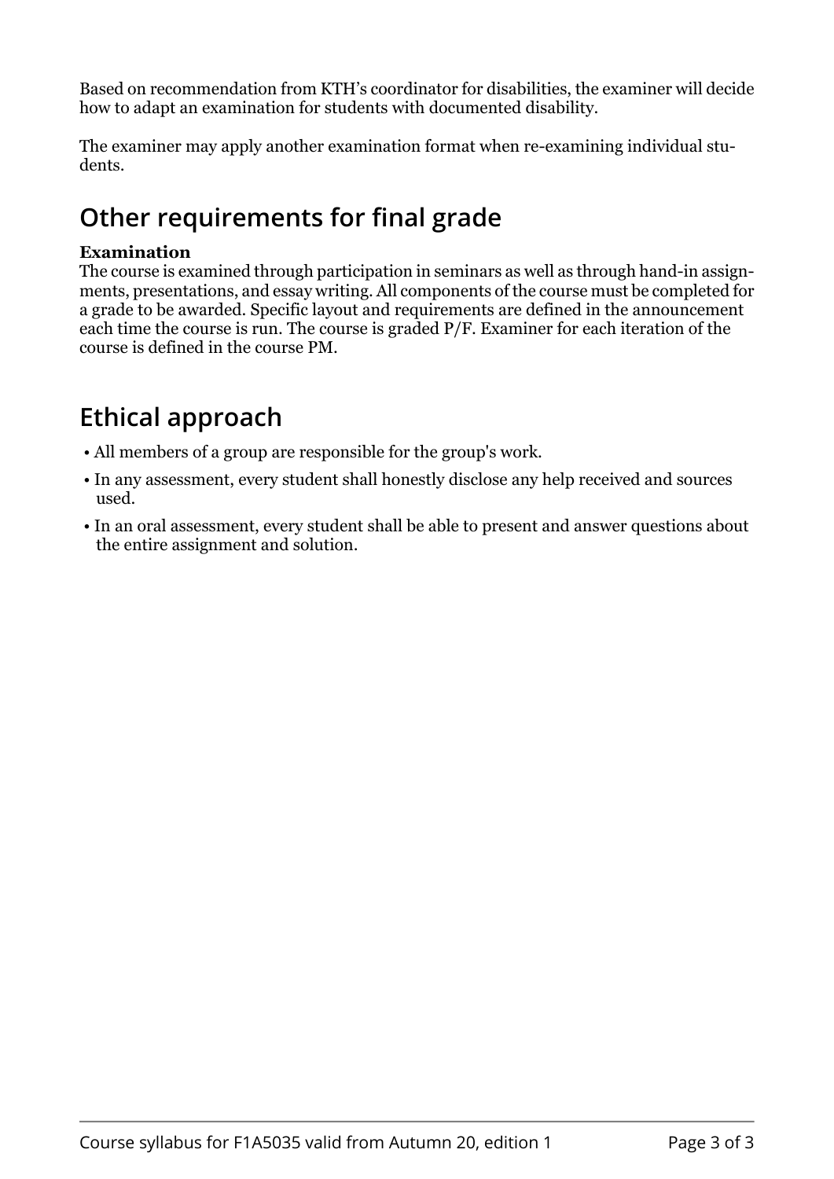Based on recommendation from KTH's coordinator for disabilities, the examiner will decide how to adapt an examination for students with documented disability.

The examiner may apply another examination format when re-examining individual students.

## Other requirements for final grade

**Examination**

The course is examined through participation in seminars as well as through hand-in assignments, presentations, and essay writing. All components of the course must be completed for a grade to be awarded. Specific layout and requirements are defined in the announcement each time the course is run. The course is graded P/F. Examiner for each iteration of the course is defined in the course PM.

## Ethical approach

- All members of a group are responsible for the group's work.
- In any assessment, every student shall honestly disclose any help received and sources used.
- In an oral assessment, every student shall be able to present and answer questions about the entire assignment and solution.